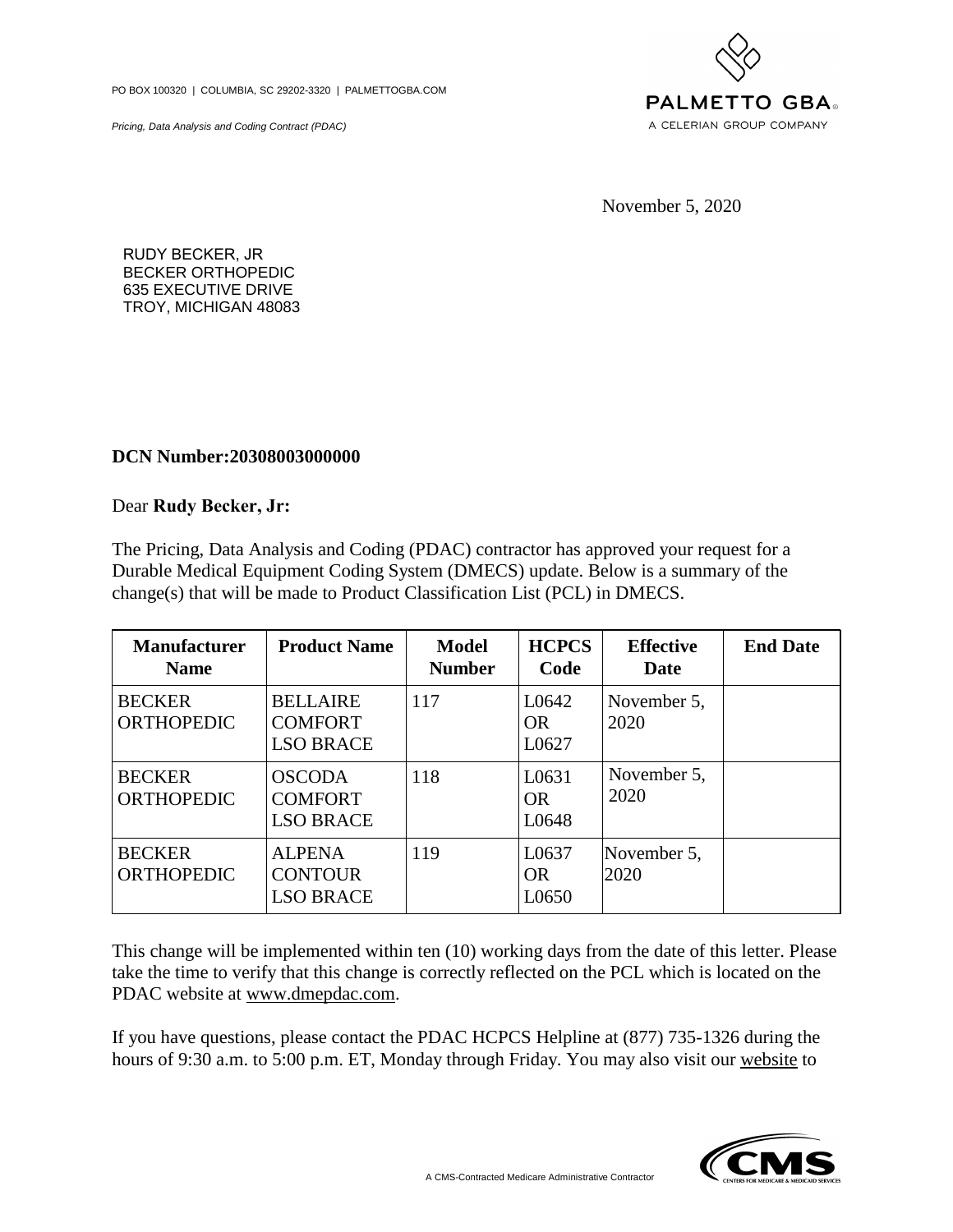PO BOX 100320 | COLUMBIA, SC 29202-3320 | PALMETTOGBA.COM

*Pricing, Data Analysis and Coding Contract (PDAC)*

PALMETTO GBA
A CELERIAN GROUP COMPANY

November 5, 2020

RUDY BECKER, JR
BECKER ORTHOPEDIC
635 EXECUTIVE DRIVE
TROY, MICHIGAN 48083

**DCN Number:20308003000000**

Dear **Rudy Becker, Jr:**

The Pricing, Data Analysis and Coding (PDAC) contractor has approved your request for a Durable Medical Equipment Coding System (DMECS) update. Below is a summary of the change(s) that will be made to Product Classification List (PCL) in DMECS.

| Manufacturer Name | Product Name | Model Number | HCPCS Code | Effective Date | End Date |
|---|---|---|---|---|---|
| BECKER ORTHOPEDIC | BELLAIRE COMFORT LSO BRACE | 117 | L0642 OR L0627 | November 5, 2020 | |
| BECKER ORTHOPEDIC | OSCODA COMFORT LSO BRACE | 118 | L0631 OR L0648 | November 5, 2020 | |
| BECKER ORTHOPEDIC | ALPENA CONTOUR LSO BRACE | 119 | L0637 OR L0650 | November 5, 2020 | |

This change will be implemented within ten (10) working days from the date of this letter. Please take the time to verify that this change is correctly reflected on the PCL which is located on the PDAC website at www.dmepdac.com.

If you have questions, please contact the PDAC HCPCS Helpline at (877) 735-1326 during the hours of 9:30 a.m. to 5:00 p.m. ET, Monday through Friday. You may also visit our website to

A CMS-Contracted Medicare Administrative Contractor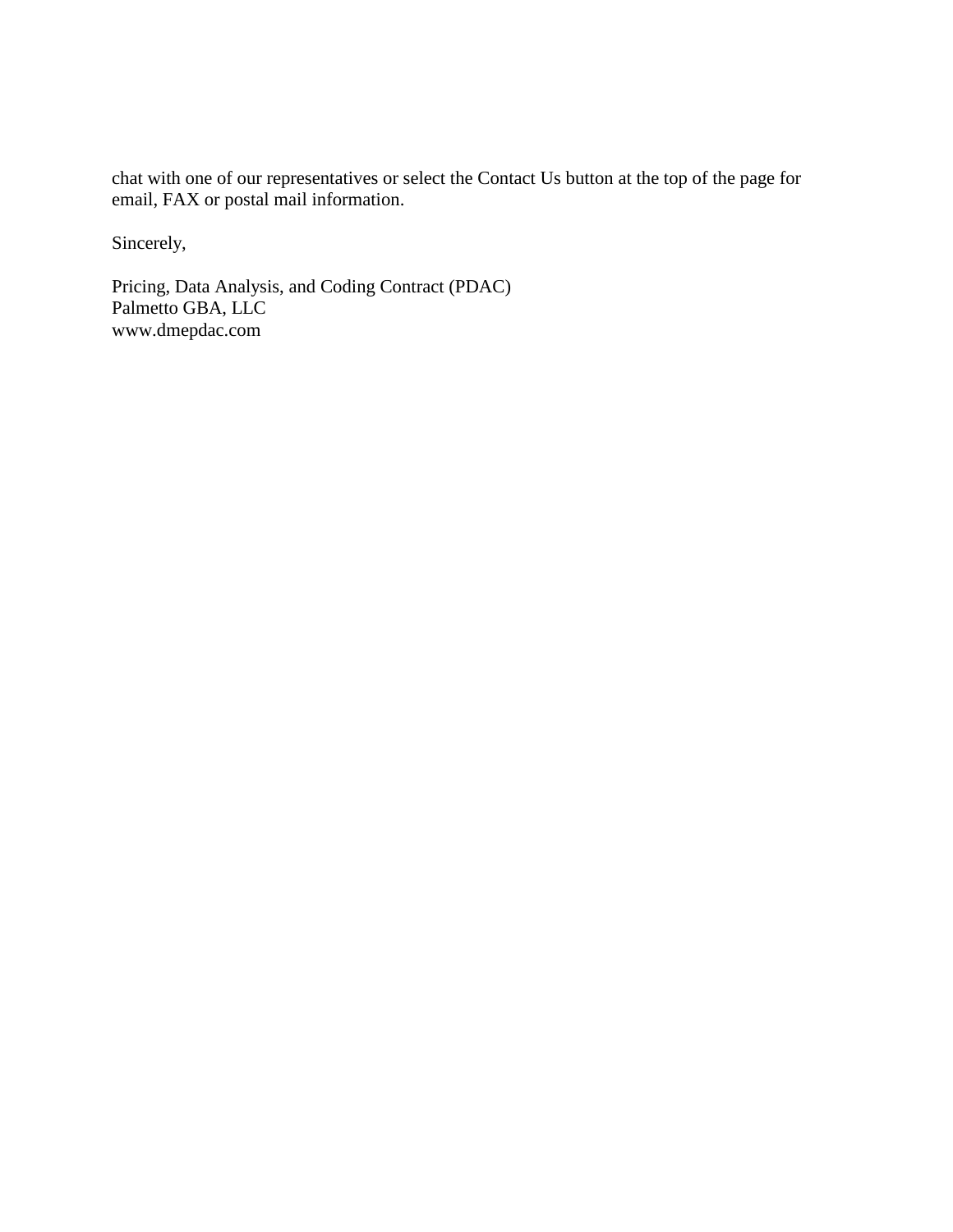chat with one of our representatives or select the Contact Us button at the top of the page for email, FAX or postal mail information.

Sincerely,

Pricing, Data Analysis, and Coding Contract (PDAC)
Palmetto GBA, LLC
www.dmepdac.com